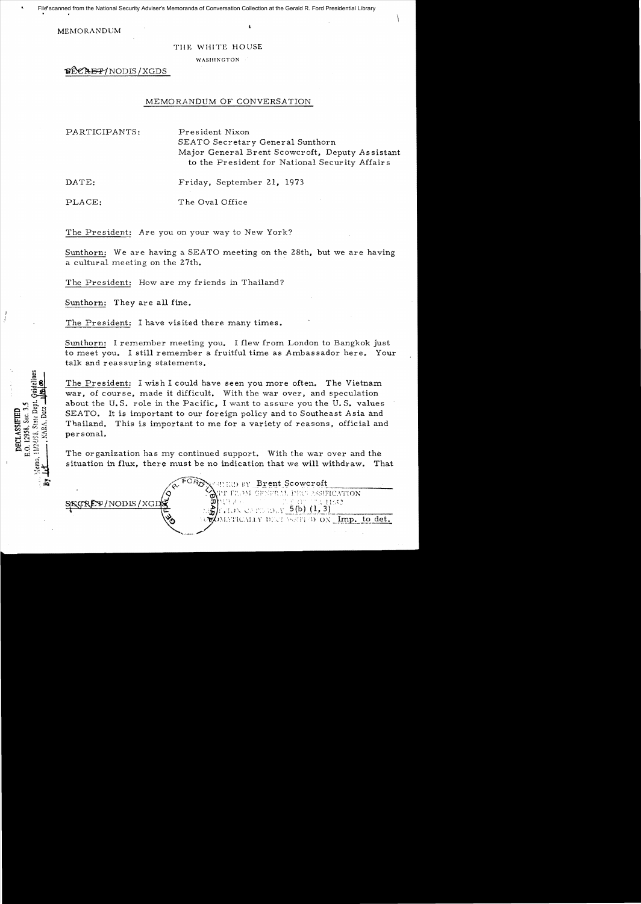File scanned from the National Security Adviser's Memoranda of Conversation Collection at the Gerald R. Ford Presidential Library

MEMORANDUM

THE WHITE HOUSE

WASHINGTON

SECRET/NODIS/XGDS

## MEMORANDUM OF CONVERSATION

PARTICIPANTS: President Nixon
SEATO Secretary General Sunthorn
Major General Brent Scowcroft, Deputy Assistant to the President for National Security Affairs

DATE: Friday, September 21, 1973

PLACE: The Oval Office

The President: Are you on your way to New York?

Sunthorn: We are having a SEATO meeting on the 28th, but we are having a cultural meeting on the 27th.

The President: How are my friends in Thailand?

Sunthorn: They are all fine.

The President: I have visited there many times.

Sunthorn: I remember meeting you. I flew from London to Bangkok just to meet you. I still remember a fruitful time as Ambassador here. Your talk and reassuring statements.

The President: I wish I could have seen you more often. The Vietnam war, of course, made it difficult. With the war over, and speculation about the U.S. role in the Pacific, I want to assure you the U.S. values SEATO. It is important to our foreign policy and to Southeast Asia and Thailand. This is important to me for a variety of reasons, official and personal.

The organization has my continued support. With the war over and the situation in flux, there must be no indication that we will withdraw. That

DECLASSIFIED
E.O. 12958, Sec. 3.5
Memo, 11/24/98, State Dept. Guidelines
By ___, NARA, Date ___

SECRET/NODIS/XGDS

CLASSIFIED BY Brent Scowcroft
EXEMPT FROM GENERAL DECLASSIFICATION SCHEDULE OF EXECUTIVE ORDER 11652
EXEMPTION CATEGORY 5(b) (1, 3)
AUTOMATICALLY DECLASSIFIED ON Imp. to det.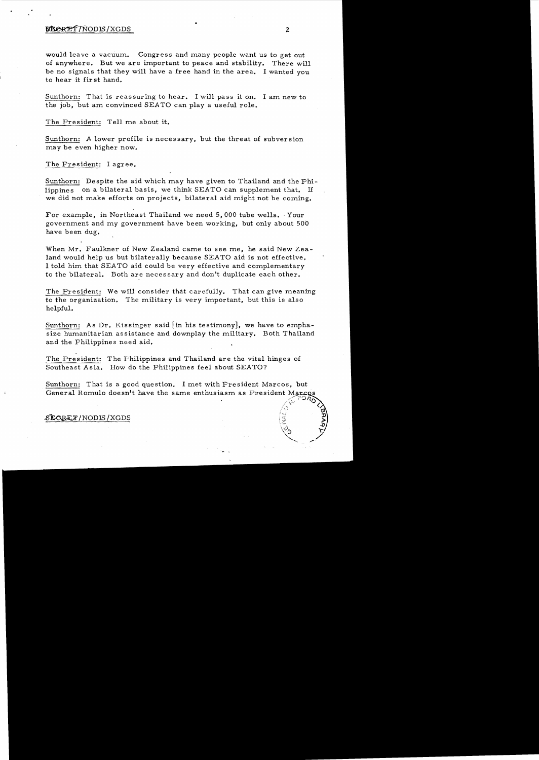would leave a vacuum. Congress and many people want us to get out of anywhere. But we are important to peace and stability. There will be no signals that they will have a free hand in the area. I wanted you to hear it first hand.

Sunthorn: That is reassuring to hear. I will pass it on. I am new to the job, but am convinced SEATO can play a useful role.

The President: Tell me about it.

Sunthorn: A lower profile is necessary, but the threat of subversion may be even higher now.

The President: I agree.

Sunthorn: Despite the aid which may have given to Thailand and the Philippines on a bilateral basis, we think SEATO can supplement that. If we did not make efforts on projects, bilateral aid might not be coming.

For example, in Northeast Thailand we need 5,000 tube wells. Your government and my government have been working, but only about 500 have been dug.

When Mr. Faulkner of New Zealand came to see me, he said New Zealand would help us but bilaterally because SEATO aid is not effective. I told him that SEATO aid could be very effective and complementary to the bilateral. Both are necessary and don't duplicate each other.

The President: We will consider that carefully. That can give meaning to the organization. The military is very important, but this is also helpful.

Sunthorn: As Dr. Kissinger said [in his testimony], we have to emphasize humanitarian assistance and downplay the military. Both Thailand and the Philippines need aid.

The President: The Philippines and Thailand are the vital hinges of Southeast Asia. How do the Philippines feel about SEATO?

Sunthorn: That is a good question. I met with President Marcos, but General Romulo doesn't have the same enthusiasm as President Marcos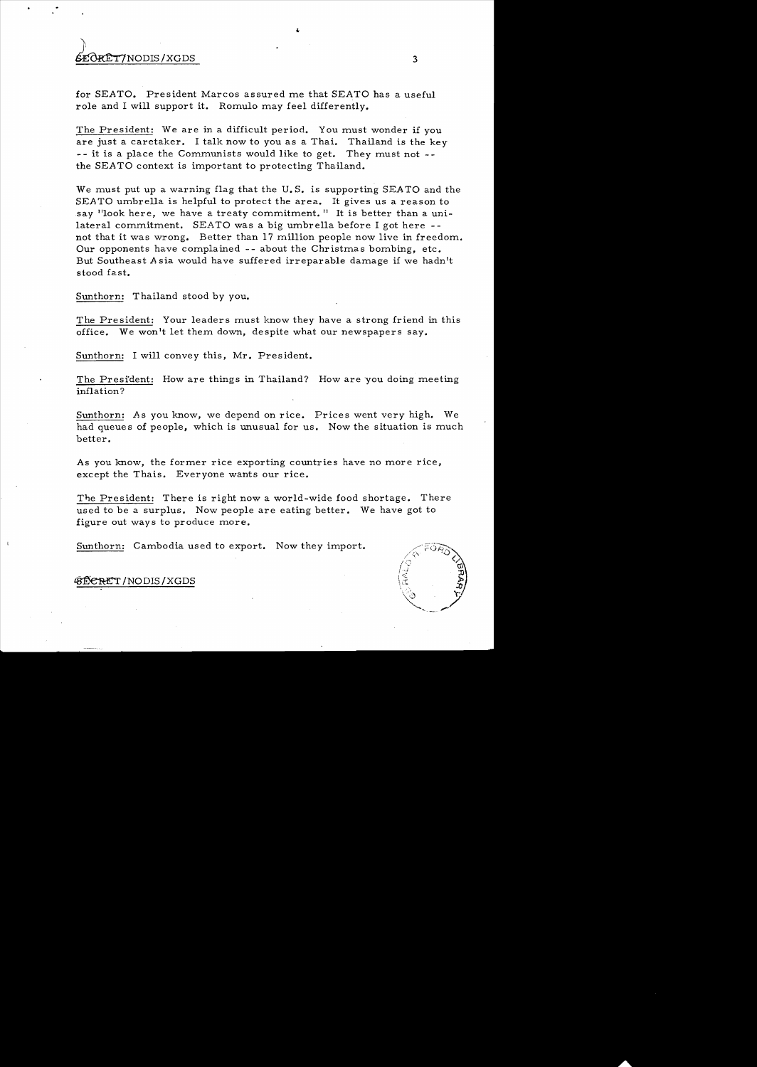for SEATO. President Marcos assured me that SEATO has a useful role and I will support it. Romulo may feel differently.

The President: We are in a difficult period. You must wonder if you are just a caretaker. I talk now to you as a Thai. Thailand is the key -- it is a place the Communists would like to get. They must not -- the SEATO context is important to protecting Thailand.

We must put up a warning flag that the U.S. is supporting SEATO and the SEATO umbrella is helpful to protect the area. It gives us a reason to say "look here, we have a treaty commitment." It is better than a unilateral commitment. SEATO was a big umbrella before I got here -- not that it was wrong. Better than 17 million people now live in freedom. Our opponents have complained -- about the Christmas bombing, etc. But Southeast Asia would have suffered irreparable damage if we hadn't stood fast.

Sunthorn: Thailand stood by you.

The President: Your leaders must know they have a strong friend in this office. We won't let them down, despite what our newspapers say.

Sunthorn: I will convey this, Mr. President.

The President: How are things in Thailand? How are you doing meeting inflation?

Sunthorn: As you know, we depend on rice. Prices went very high. We had queues of people, which is unusual for us. Now the situation is much better.

As you know, the former rice exporting countries have no more rice, except the Thais. Everyone wants our rice.

The President: There is right now a world-wide food shortage. There used to be a surplus. Now people are eating better. We have got to figure out ways to produce more.

Sunthorn: Cambodia used to export. Now they import.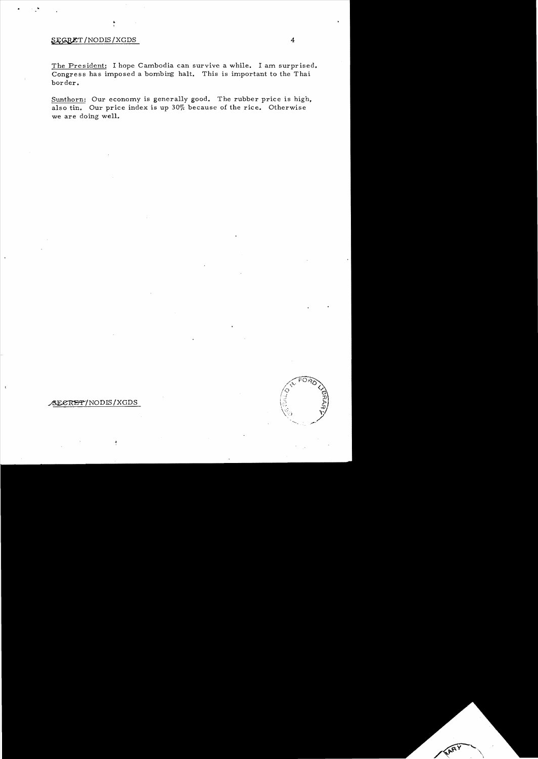The President: I hope Cambodia can survive a while. I am surprised. Congress has imposed a bombing halt. This is important to the Thai border.

Sunthorn: Our economy is generally good. The rubber price is high, also tin. Our price index is up 30% because of the rice. Otherwise we are doing well.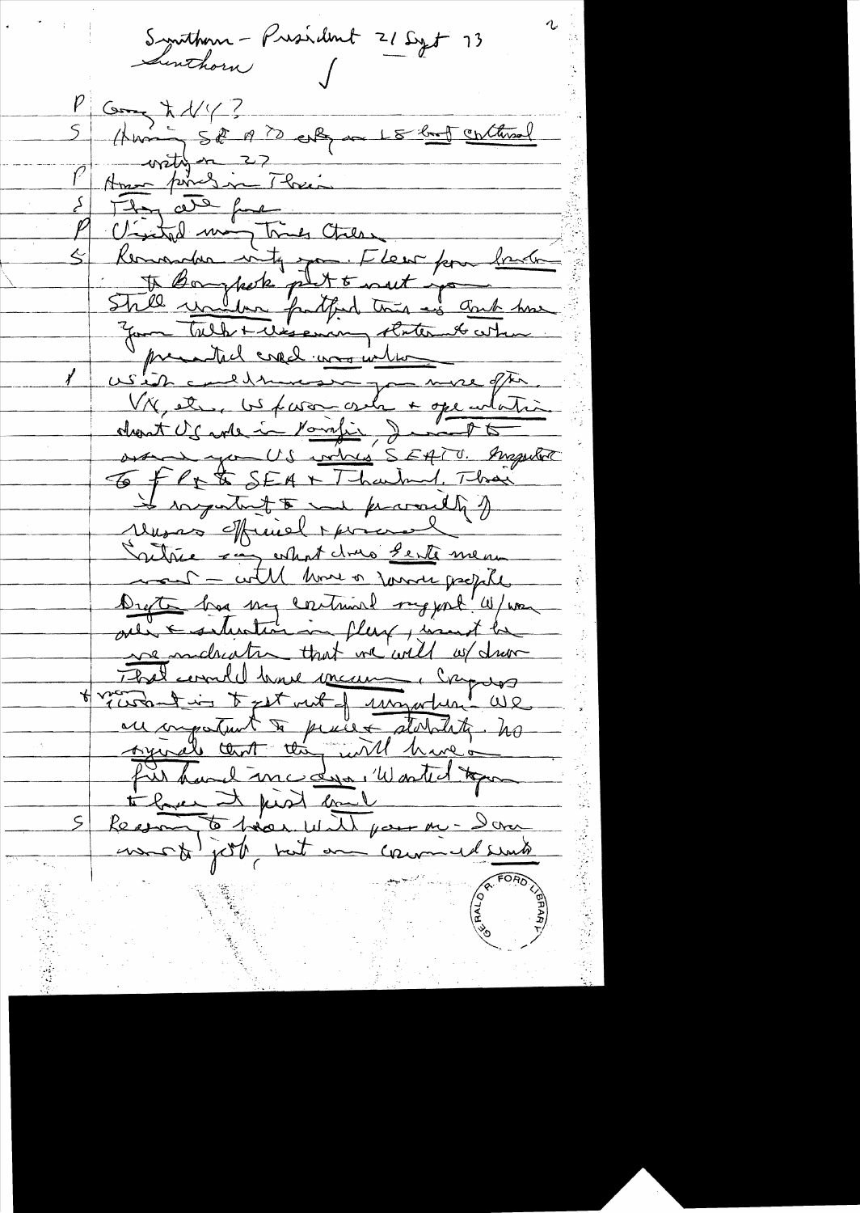Sunthorn - President 21 Sept 73
Sunthorn

P Going to NY?
S Hurrying SE A TO orig on LS but critical voting on 27
P How are things in Thai
S They are fine
P Visited many times Thai
S Remember vividly you. Flew from Laos to Bangkok just to meet you.
Still under fulfilled this is Amb here.
Your talk & discussion, statements when presented cred. were what
P U.S. could honor you more often. VN, etc. US posture on Thai & speculation about US role in Pacific. I want to assure you US values SEATO. Important to F Pol to SEA & Thailand. Thai is important to us for a variety of reasons official & personal.
Notice Kissinger's statement does Sec'y mean much – will have a lot more people. Right has my continued support. W/more calls & situation in flux, want to give indication that we will w/draw. That could have encouraged Congress that is to get out of everywhere. We are important to peace & stability. No signals that they will have a free hand in region. Wanted you to know that first hand.
S Reason to hear. Will pass on – I am not to job, but am Counsel Sunthorn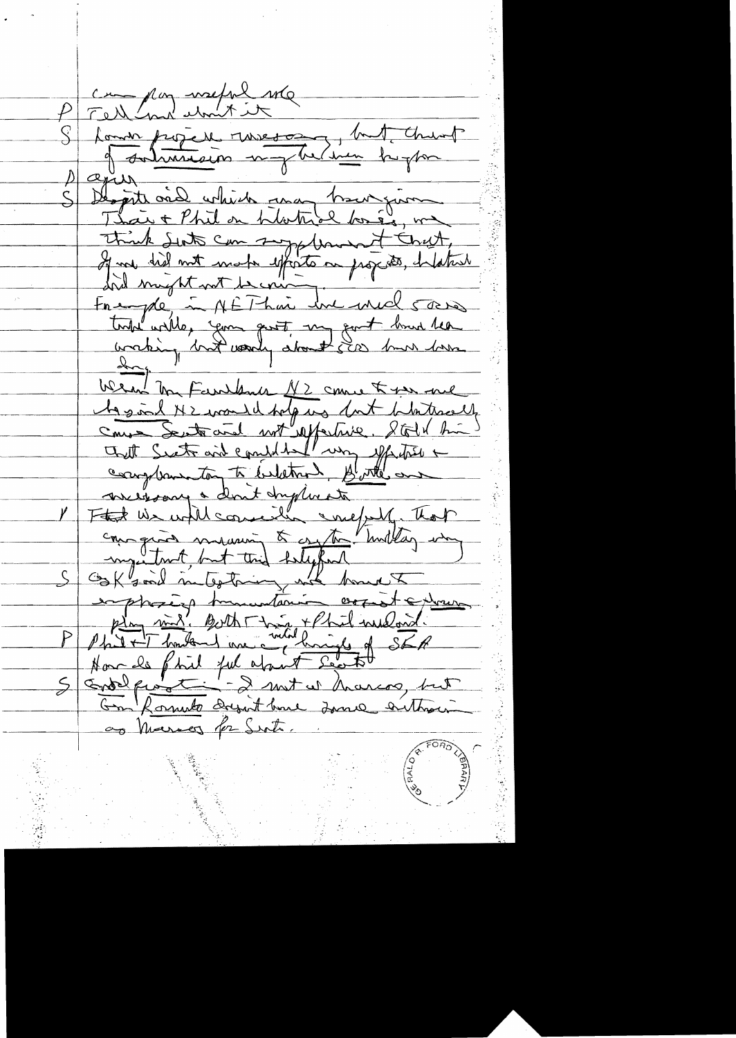can play useful role

P Tell me about it

S Lower projects necessary, but thrust of submission may be even higher

P Again

S Despite aid which may have gone Thai + Phil on bilateral basis, we think State can supplement that. If we did not make efforts on projects, bilateral aid might not be coming.

For example, in NE Thai we used 5000 trade wells, Govt. mg govt had been working, but only about 500 have been dug.

When Mr Faulkner NZ came to see me he said NZ would help us but bilaterally cause Seato aid not effective. I told him that Seato aid could be very effective + complementary to bilateral. Both are necessary + don't duplicate

P Feel we will consider carefully. That campaign meaning to system building very important, but this helpful

S GSK said interesting, we have to emphasize humanitarian aspect + human plan [?] Both Thai + Phil ~~understand~~ understand.

P Phil + T understand more value of SEA

How do Phil feel about Seato

S Good point — I met w/ Marcos, but Gen Romulo doesn't have same enthusiasm as Marcos for Seato.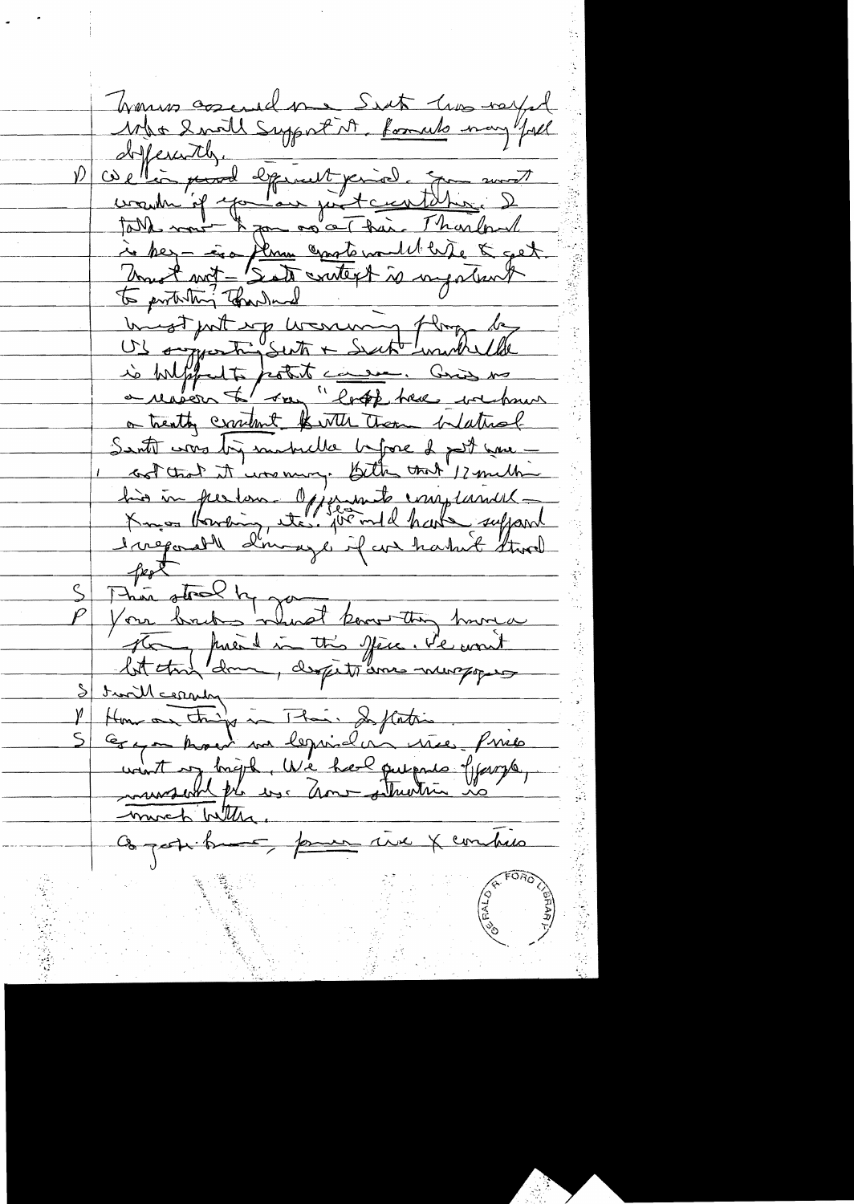Thanom assured me Sato has ruled what I will support it. Kamuk may feel differently.

D We're in pivotal difficult period. You must wonder if you are just a curtailing. I talk more to you as at time. Thailand is key — since Khmer wants would like to get. Must not — Sato contact is important to protecting Thailand

Must put up warning flag by US supporting Sato & Sato umbrella is helpful to protect cause. Gives us a reason to say "look here we have a treaty commitment with them bilateral

Sato was big umbrella before I got here — not that it was many. Both that 12 months his in freedom. Opponents complained — Knox bombing, etc. We would have suffered irreparable damage if we hadn't stood firm

S This stood by you

P Your brother must know they have a strong friend in this office. We won't let them down, despite some newspapers

S I will certainly

P How are things in Thai. Inflation

S Eq. on hand we beginning rise. Price went very high. We had problems of people, unusual for us. Now situation is much better.

Cooperation — farmer rice & commerce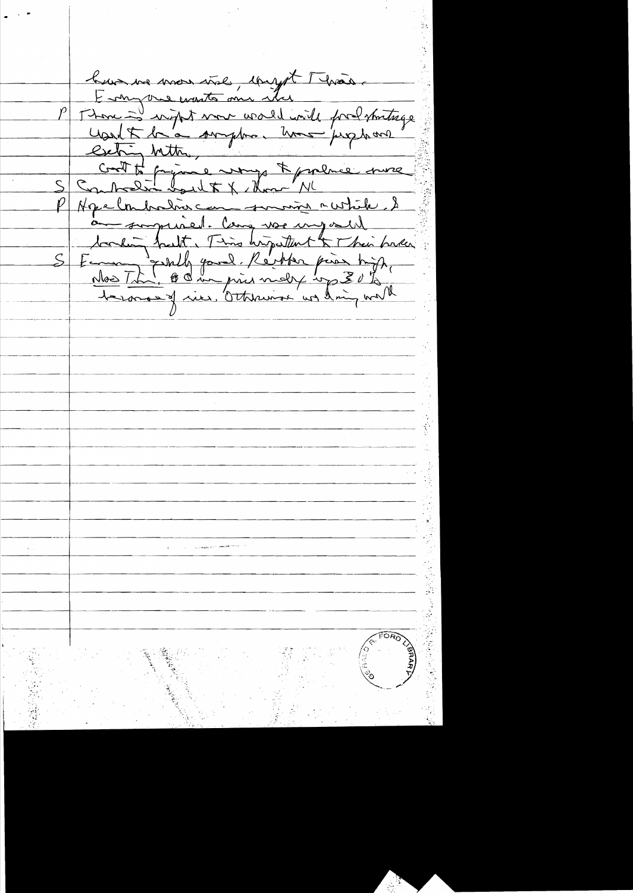have we more rice, except Thai.

Everyone wants more rice

P There is right now world wide food shortage. Used to be a surplus. More people are eating better.

Got to figure ways to produce more.

S Contraction good to X, Hanoi NL

P Hope Cambodia can survive a while. I am surprised. Cong use major shd looking back. This important to Thai border.

S Economy generally good. Rubber prices high. Also Thai. in price made up 30% tonnage of rice. Otherwise we doing well